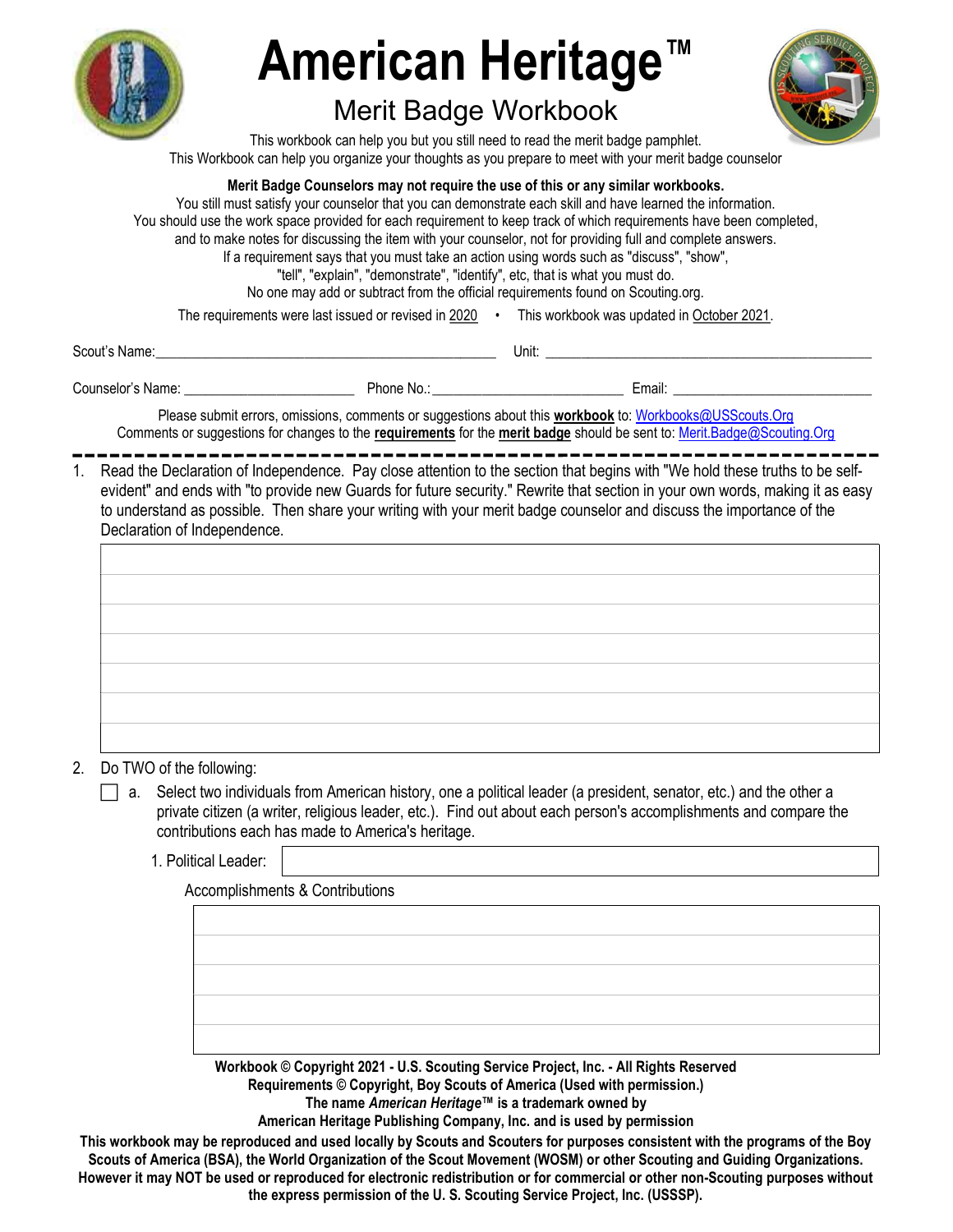# American Heritage™

## Merit Badge Workbook

This workbook can help you but you still need to read the merit badge pamphlet.
This Workbook can help you organize your thoughts as you prepare to meet with your merit badge counselor

**Merit Badge Counselors may not require the use of this or any similar workbooks.**
You still must satisfy your counselor that you can demonstrate each skill and have learned the information.
You should use the work space provided for each requirement to keep track of which requirements have been completed, and to make notes for discussing the item with your counselor, not for providing full and complete answers.
If a requirement says that you must take an action using words such as "discuss", "show", "tell", "explain", "demonstrate", "identify", etc, that is what you must do.
No one may add or subtract from the official requirements found on Scouting.org.

The requirements were last issued or revised in 2020 • This workbook was updated in October 2021.

Scout's Name: ______________________________ Unit: ______________________________

Counselor's Name: ____________________ Phone No.: ____________________ Email: ____________________

Please submit errors, omissions, comments or suggestions about this **workbook** to: Workbooks@USScouts.Org
Comments or suggestions for changes to the **requirements** for the **merit badge** should be sent to: Merit.Badge@Scouting.Org

---

1. Read the Declaration of Independence. Pay close attention to the section that begins with "We hold these truths to be self-evident" and ends with "to provide new Guards for future security." Rewrite that section in your own words, making it as easy to understand as possible. Then share your writing with your merit badge counselor and discuss the importance of the Declaration of Independence.

2. Do TWO of the following:
   - [ ] a. Select two individuals from American history, one a political leader (a president, senator, etc.) and the other a private citizen (a writer, religious leader, etc.). Find out about each person's accomplishments and compare the contributions each has made to America's heritage.

     1. Political Leader:

     Accomplishments & Contributions

**Workbook © Copyright 2021 - U.S. Scouting Service Project, Inc. - All Rights Reserved**
**Requirements © Copyright, Boy Scouts of America (Used with permission.)**
**The name *American Heritage*™ is a trademark owned by**
**American Heritage Publishing Company, Inc. and is used by permission**

**This workbook may be reproduced and used locally by Scouts and Scouters for purposes consistent with the programs of the Boy Scouts of America (BSA), the World Organization of the Scout Movement (WOSM) or other Scouting and Guiding Organizations. However it may NOT be used or reproduced for electronic redistribution or for commercial or other non-Scouting purposes without the express permission of the U. S. Scouting Service Project, Inc. (USSSP).**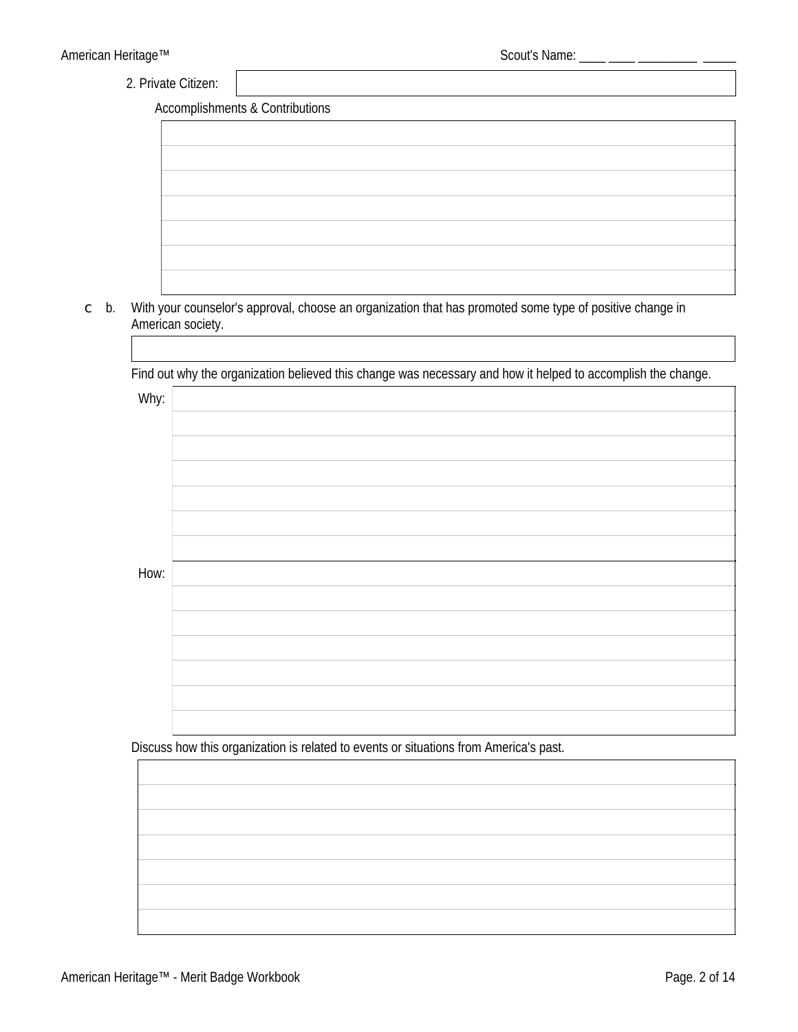2. Private Citizen:

Accomplishments & Contributions

c b. With your counselor's approval, choose an organization that has promoted some type of positive change in American society.

Find out why the organization believed this change was necessary and how it helped to accomplish the change.

Why:

How:

Discuss how this organization is related to events or situations from America's past.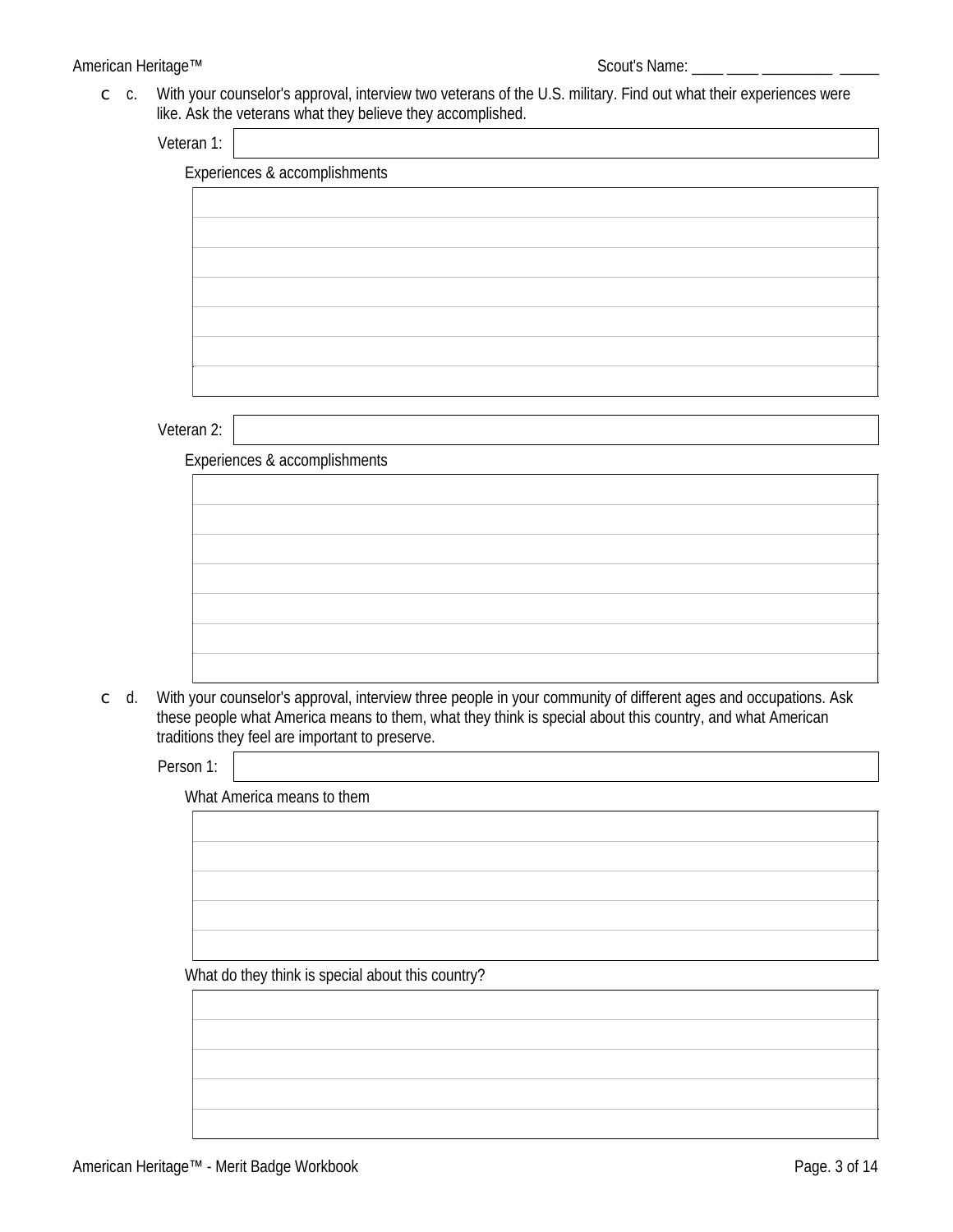c c. With your counselor's approval, interview two veterans of the U.S. military. Find out what their experiences were like. Ask the veterans what they believe they accomplished.

Veteran 1:

Experiences & accomplishments

Veteran 2:

Experiences & accomplishments

c d. With your counselor's approval, interview three people in your community of different ages and occupations. Ask these people what America means to them, what they think is special about this country, and what American traditions they feel are important to preserve.

Person 1:

What America means to them

What do they think is special about this country?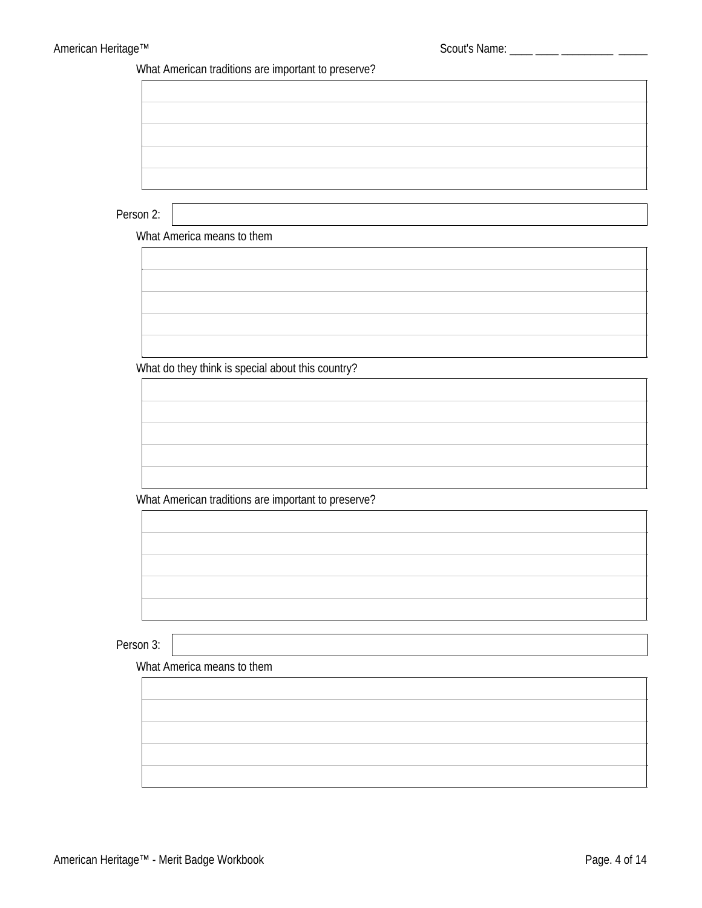What American traditions are important to preserve?

Person 2:

What America means to them

What do they think is special about this country?

What American traditions are important to preserve?

Person 3:

What America means to them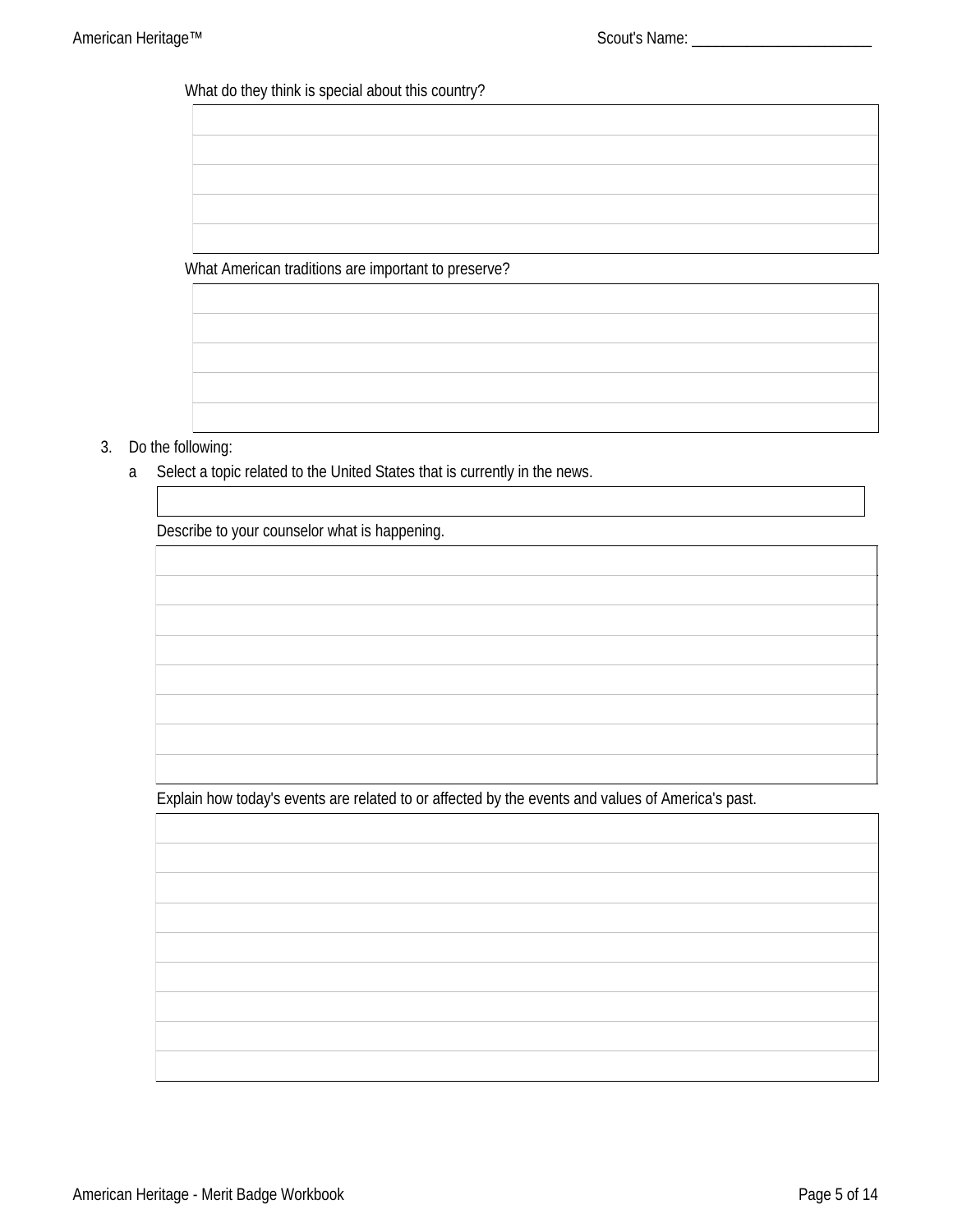What do they think is special about this country?

|  |
| --- |
|  |
|  |
|  |
|  |
|  |

What American traditions are important to preserve?

|  |
| --- |
|  |
|  |
|  |
|  |
|  |

3. Do the following:

   a. Select a topic related to the United States that is currently in the news.

   |  |
   | --- |
   |  |

   Describe to your counselor what is happening.

   |  |
   | --- |
   |  |
   |  |
   |  |
   |  |
   |  |
   |  |
   |  |
   |  |

   Explain how today's events are related to or affected by the events and values of America's past.

   |  |
   | --- |
   |  |
   |  |
   |  |
   |  |
   |  |
   |  |
   |  |
   |  |
   |  |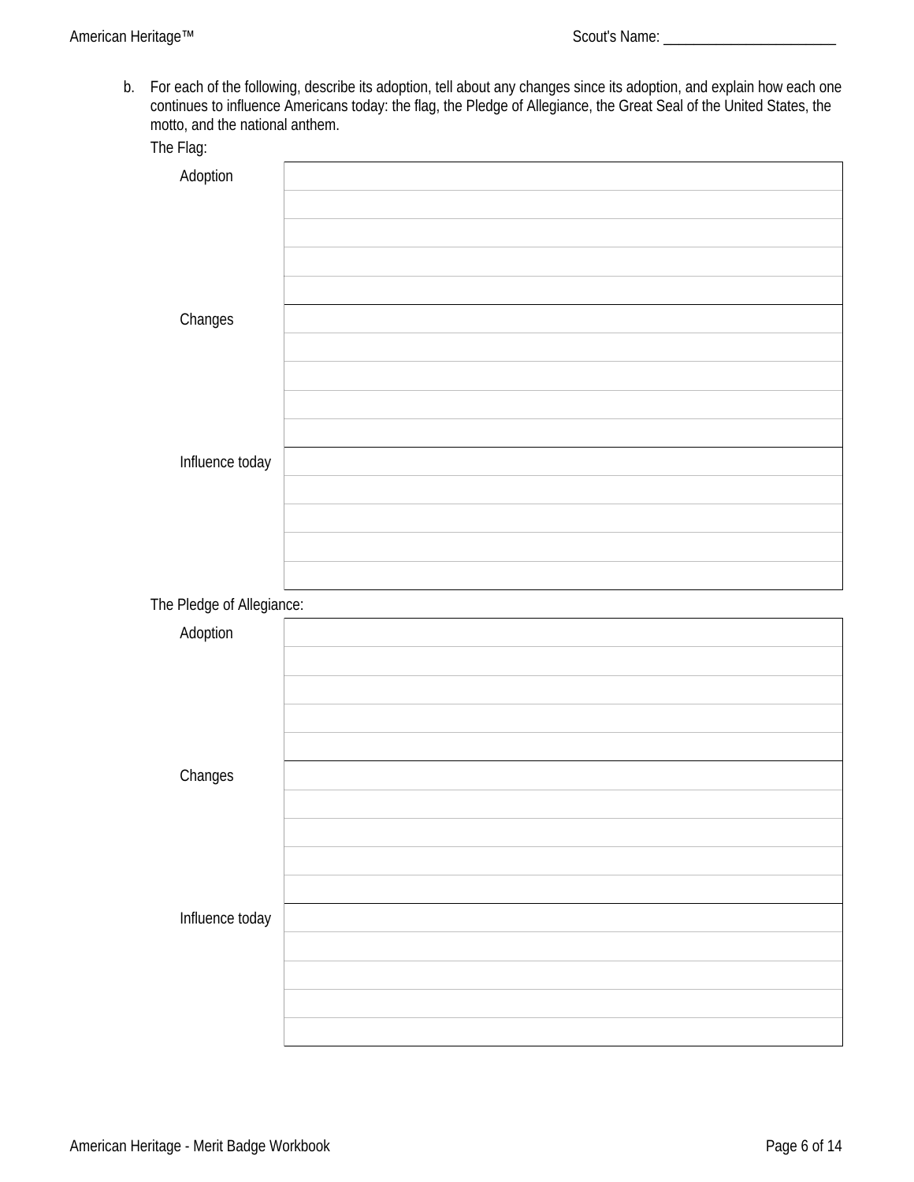Scout's Name: ________________________

b. For each of the following, describe its adoption, tell about any changes since its adoption, and explain how each one continues to influence Americans today: the flag, the Pledge of Allegiance, the Great Seal of the United States, the motto, and the national anthem.

The Flag:

| | |
|---|---|
| Adoption | |
| | |
| | |
| | |
| | |
| Changes | |
| | |
| | |
| | |
| | |
| Influence today | |
| | |
| | |
| | |
| | |

The Pledge of Allegiance:

| | |
|---|---|
| Adoption | |
| | |
| | |
| | |
| | |
| Changes | |
| | |
| | |
| | |
| | |
| Influence today | |
| | |
| | |
| | |
| | |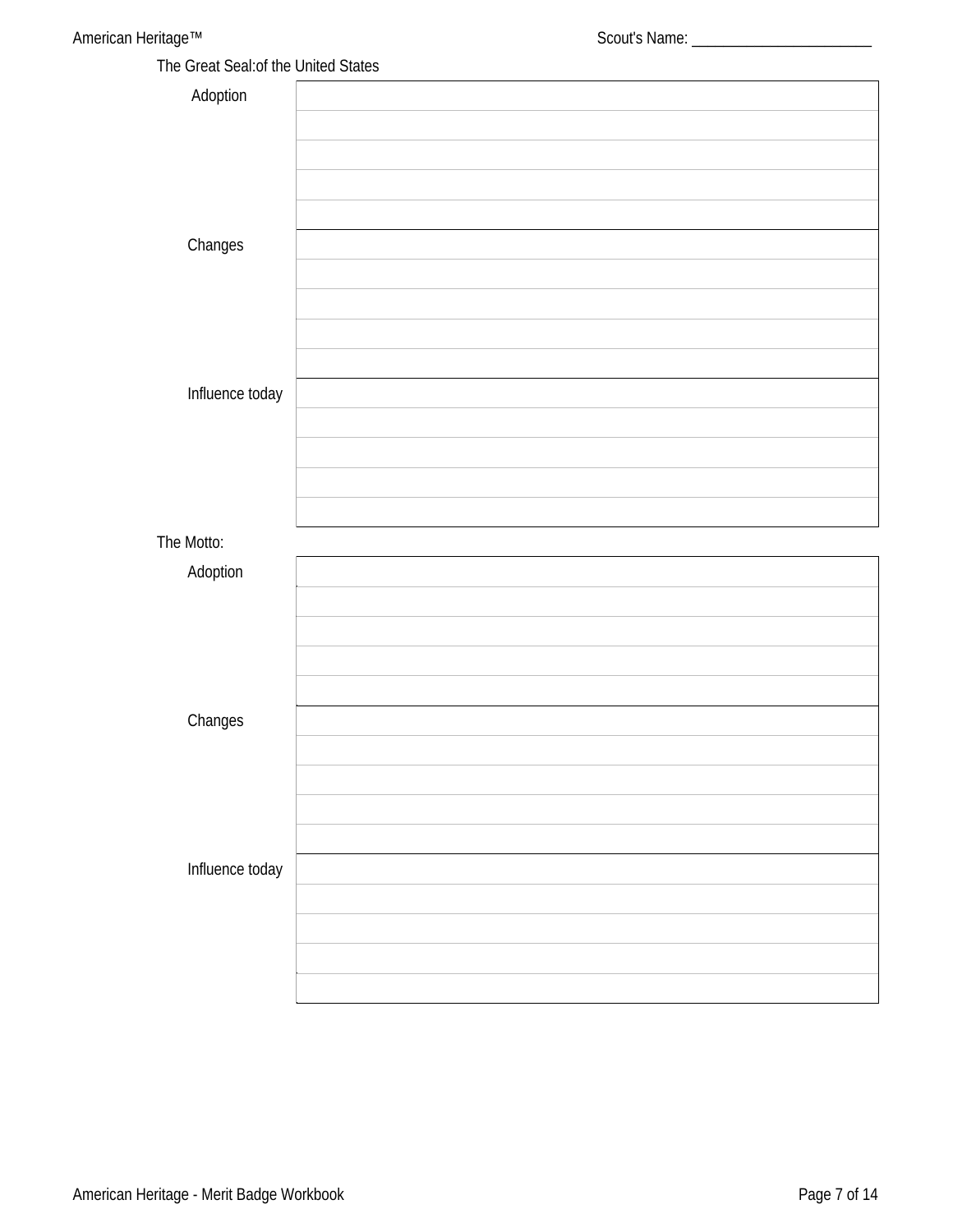Scout's Name: ________________________

The Great Seal:of the United States

| | |
|---|---|
| Adoption | |
| | |
| | |
| | |
| | |
| Changes | |
| | |
| | |
| | |
| | |
| Influence today | |
| | |
| | |
| | |
| | |

The Motto:

| | |
|---|---|
| Adoption | |
| | |
| | |
| | |
| | |
| Changes | |
| | |
| | |
| | |
| | |
| Influence today | |
| | |
| | |
| | |
| | |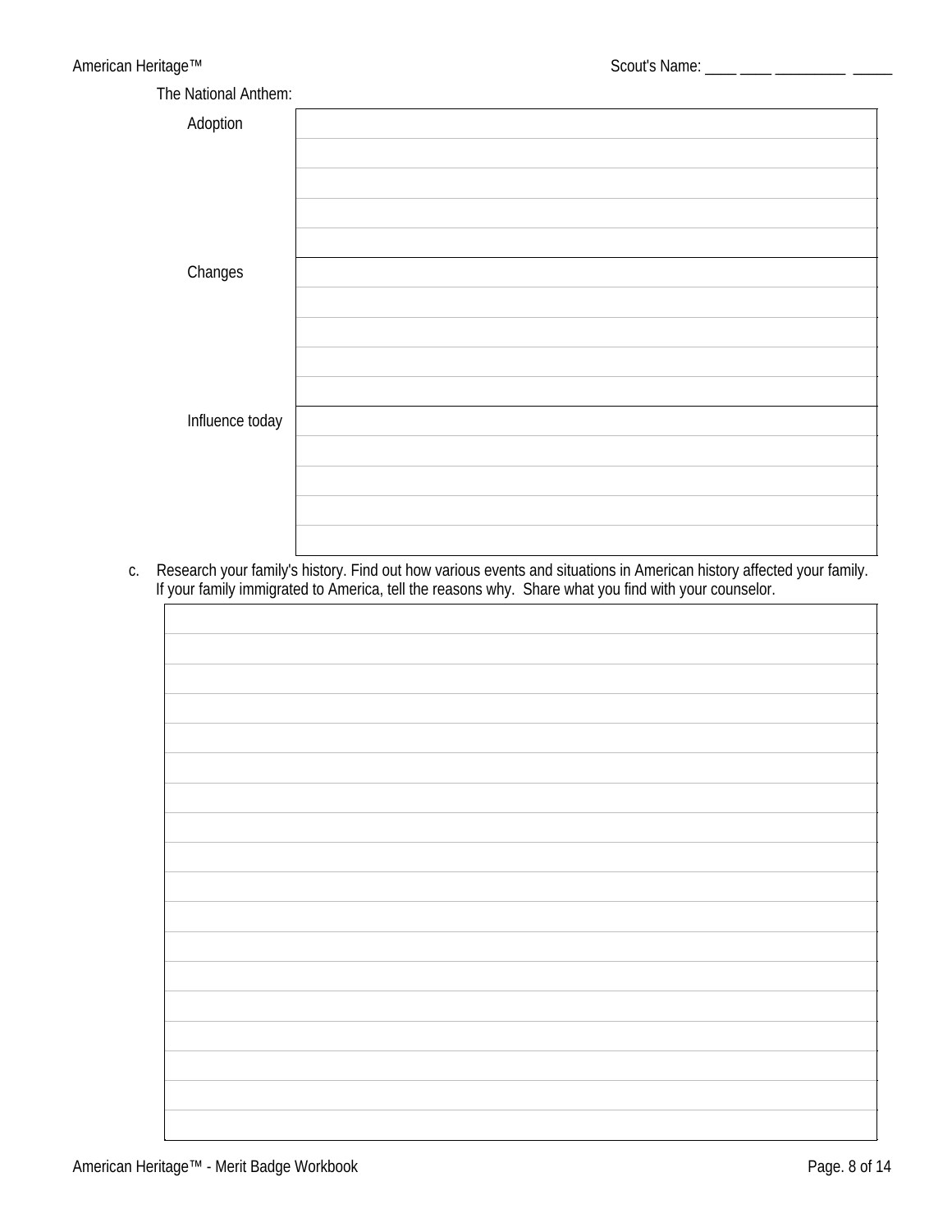The National Anthem:

| | |
|---|---|
| Adoption | |
| | |
| | |
| | |
| | |
| Changes | |
| | |
| | |
| | |
| | |
| Influence today | |
| | |
| | |
| | |
| | |

c. Research your family's history. Find out how various events and situations in American history affected your family. If your family immigrated to America, tell the reasons why. Share what you find with your counselor.

| |
|---|
| |
| |
| |
| |
| |
| |
| |
| |
| |
| |
| |
| |
| |
| |
| |
| |
| |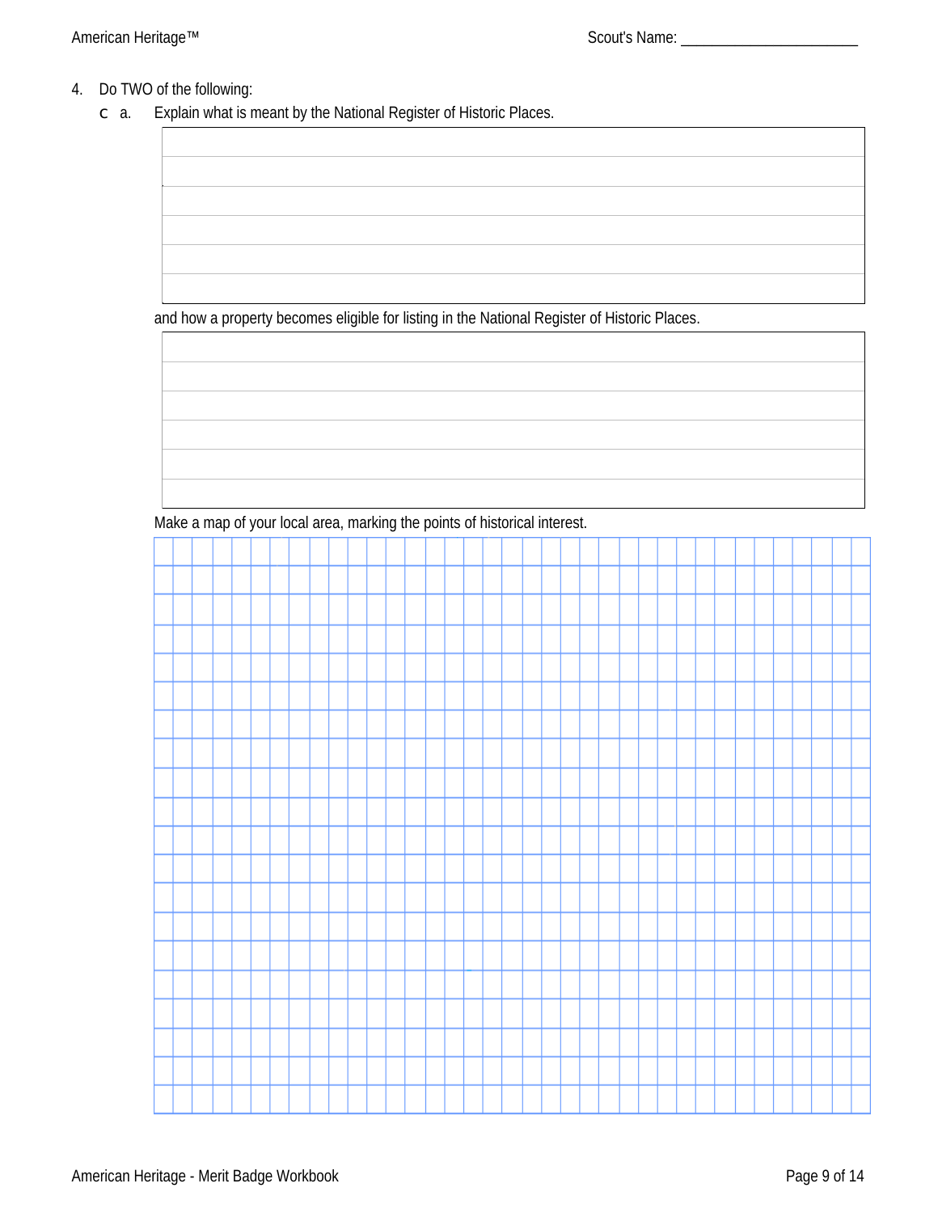4. Do TWO of the following:

   ☐ a. Explain what is meant by the National Register of Historic Places

   and how a property becomes eligible for listing in the National Register of Historic Places.

   Make a map of your local area, marking the points of historical interest.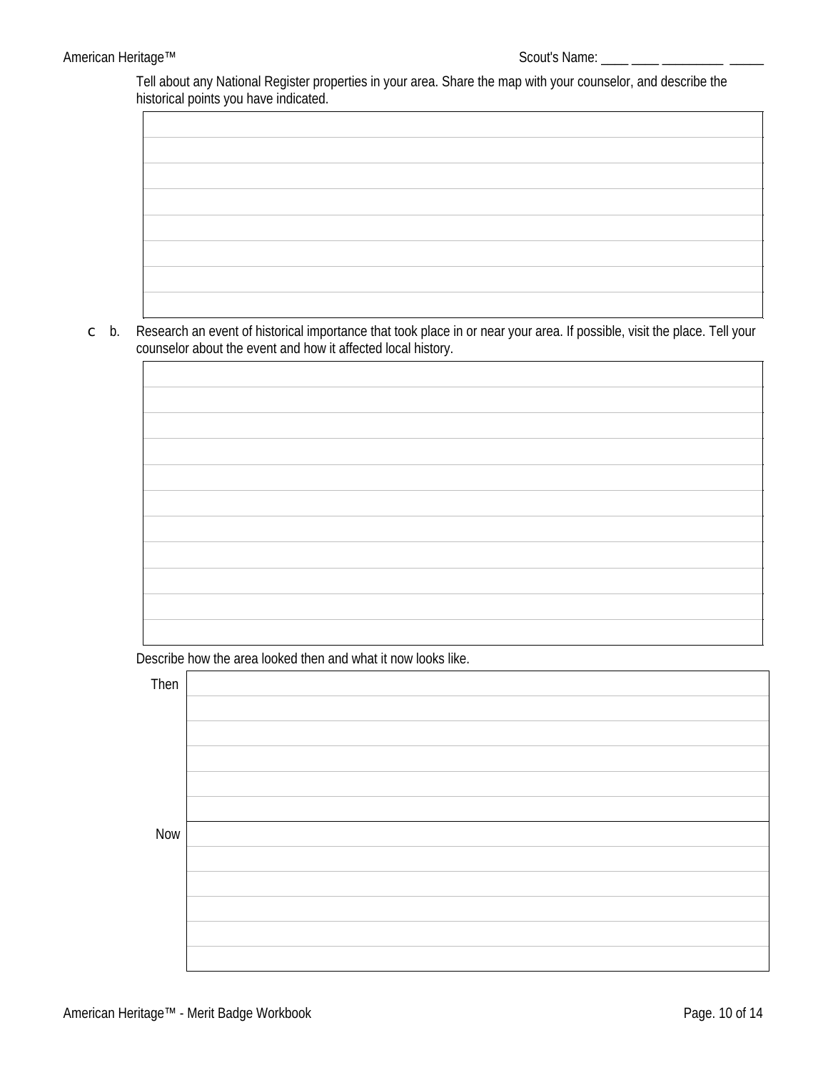Tell about any National Register properties in your area. Share the map with your counselor, and describe the historical points you have indicated.

| |
|---|
| |
| |
| |
| |
| |
| |
| |
| |

c b. Research an event of historical importance that took place in or near your area. If possible, visit the place. Tell your counselor about the event and how it affected local history.

| |
|---|
| |
| |
| |
| |
| |
| |
| |
| |
| |
| |
| |

Describe how the area looked then and what it now looks like.

| | |
|---|---|
| Then | |
| | |
| | |
| | |
| | |
| | |
| Now | |
| | |
| | |
| | |
| | |
| | |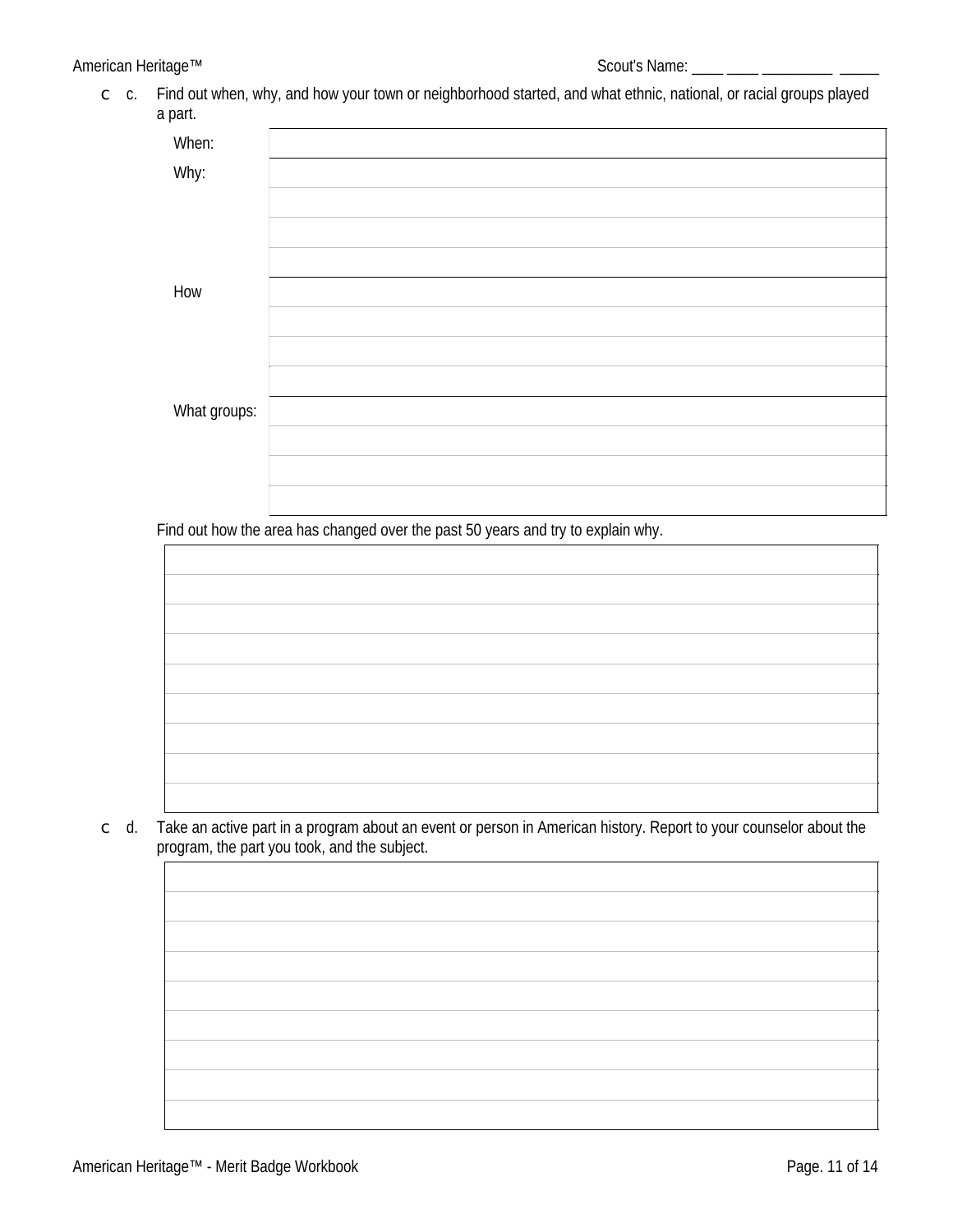- [ ] c. Find out when, why, and how your town or neighborhood started, and what ethnic, national, or racial groups played a part.

| | |
|---|---|
| When: | |
| Why: | |
| | |
| | |
| | |
| How | |
| | |
| | |
| | |
| What groups: | |
| | |
| | |
| | |

Find out how the area has changed over the past 50 years and try to explain why.

| |
|---|
| |
| |
| |
| |
| |
| |
| |
| |

- [ ] d. Take an active part in a program about an event or person in American history. Report to your counselor about the program, the part you took, and the subject.

| |
|---|
| |
| |
| |
| |
| |
| |
| |
| |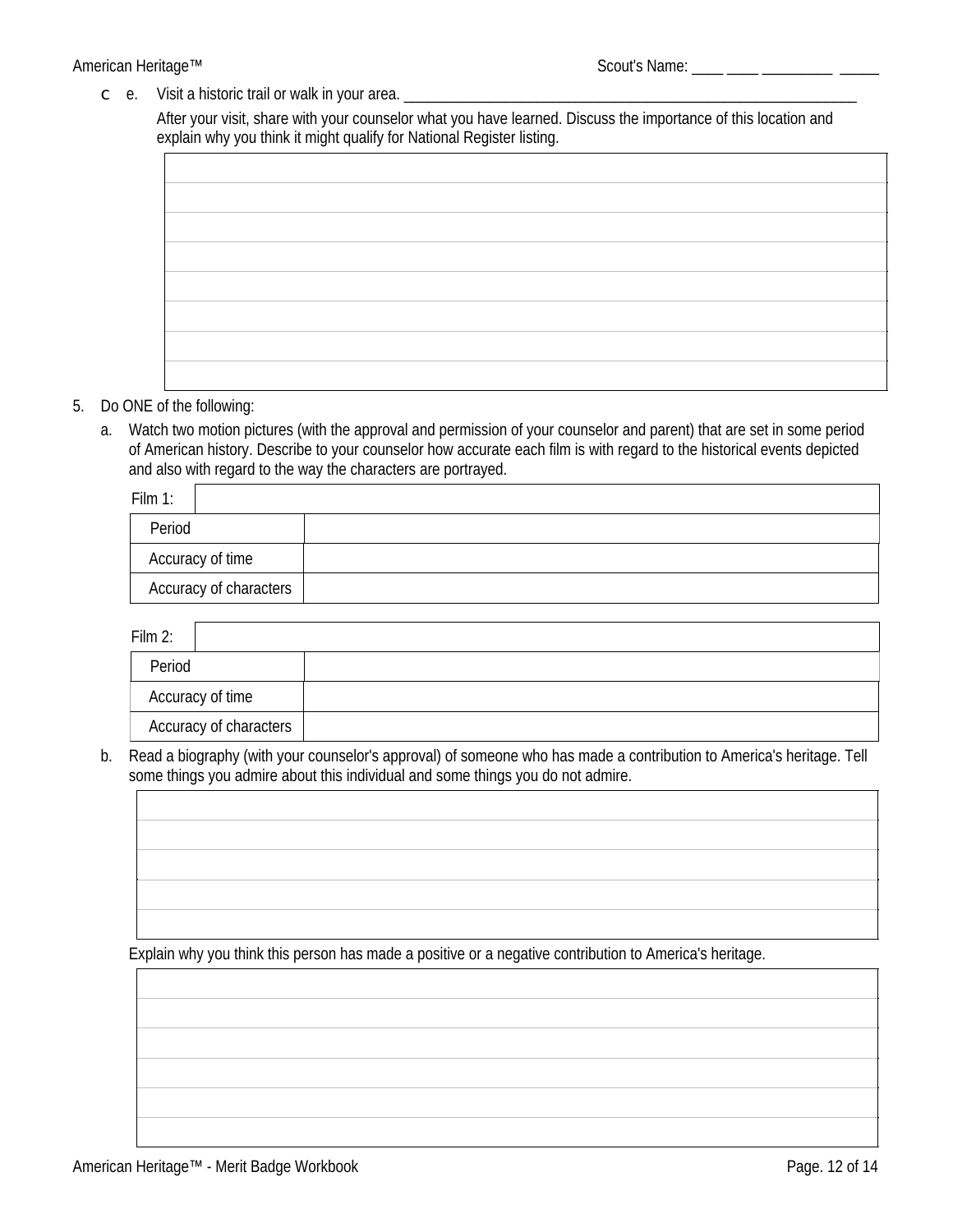c e. Visit a historic trail or walk in your area. ____________________________________________________________

After your visit, share with your counselor what you have learned. Discuss the importance of this location and explain why you think it might qualify for National Register listing.

| |
|---|
| |
| |
| |
| |
| |
| |
| |
| |

5. Do ONE of the following:

   a. Watch two motion pictures (with the approval and permission of your counselor and parent) that are set in some period of American history. Describe to your counselor how accurate each film is with regard to the historical events depicted and also with regard to the way the characters are portrayed.

| Film 1: | |
|---|---|
| Period | |
| Accuracy of time | |
| Accuracy of characters | |

| Film 2: | |
|---|---|
| Period | |
| Accuracy of time | |
| Accuracy of characters | |

   b. Read a biography (with your counselor's approval) of someone who has made a contribution to America's heritage. Tell some things you admire about this individual and some things you do not admire.

| |
|---|
| |
| |
| |
| |
| |

   Explain why you think this person has made a positive or a negative contribution to America's heritage.

| |
|---|
| |
| |
| |
| |
| |
| |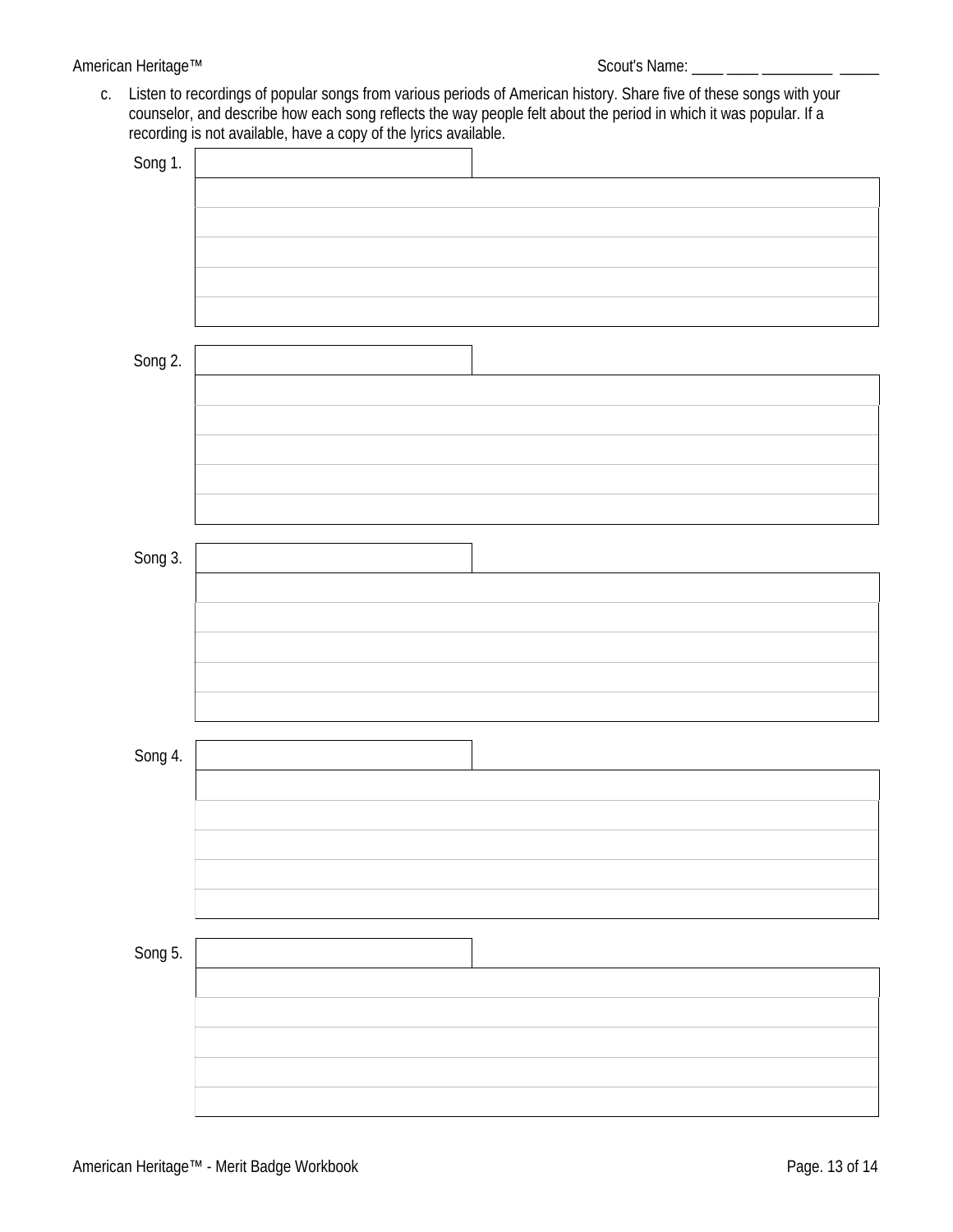c. Listen to recordings of popular songs from various periods of American history. Share five of these songs with your counselor, and describe how each song reflects the way people felt about the period in which it was popular. If a recording is not available, have a copy of the lyrics available.

Song 1.

| |
|---|
| |
| |
| |
| |
| |

Song 2.

| |
|---|
| |
| |
| |
| |
| |

Song 3.

| |
|---|
| |
| |
| |
| |
| |

Song 4.

| |
|---|
| |
| |
| |
| |
| |

Song 5.

| |
|---|
| |
| |
| |
| |
| |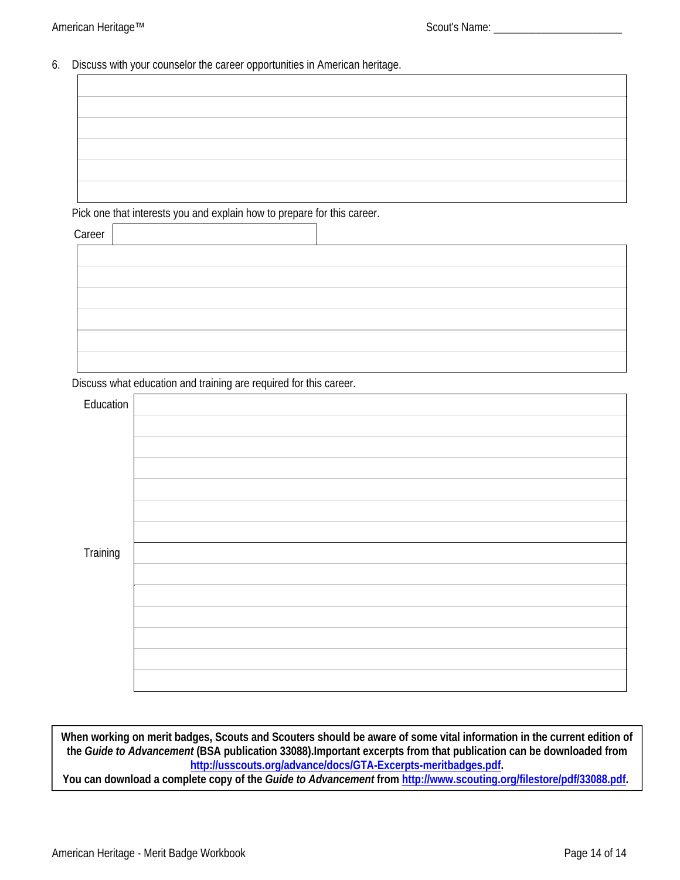6. Discuss with your counselor the career opportunities in American heritage.

Pick one that interests you and explain how to prepare for this career.

Career

Discuss what education and training are required for this career.

Education

Training

**When working on merit badges, Scouts and Scouters should be aware of some vital information in the current edition of the *Guide to Advancement* (BSA publication 33088).Important excerpts from that publication can be downloaded from http://usscouts.org/advance/docs/GTA-Excerpts-meritbadges.pdf.**
**You can download a complete copy of the *Guide to Advancement* from http://www.scouting.org/filestore/pdf/33088.pdf.**